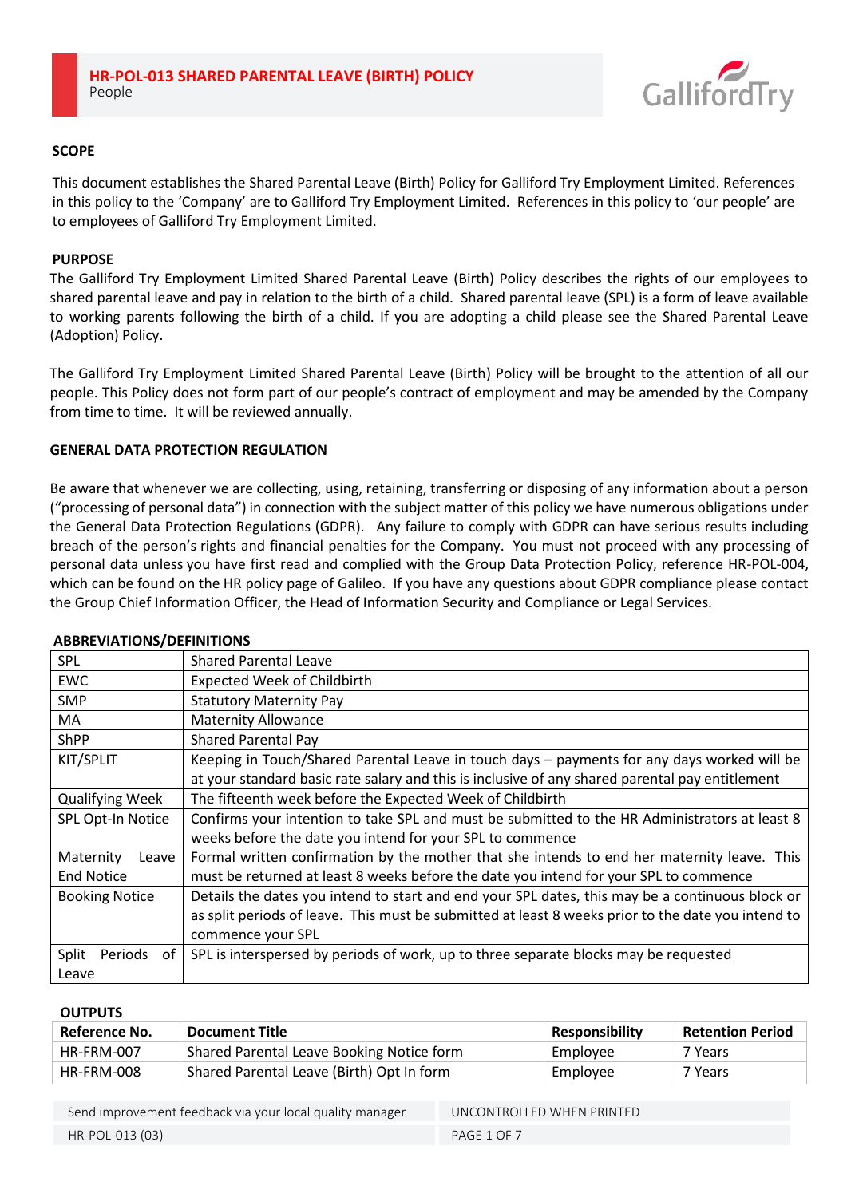# HR-POL-013 SHARED PARENTAL LEAVE (BIRTH) POLICY

People

## SCOPE

This document establishes the Shared Parental Leave (Birth) Policy for Galliford Try Employment Limited. References in this policy to the 'Company' are to Galliford Try Employment Limited. References in this policy to 'our people' are to employees of Galliford Try Employment Limited.

## PURPOSE

The Galliford Try Employment Limited Shared Parental Leave (Birth) Policy describes the rights of our employees to shared parental leave and pay in relation to the birth of a child. Shared parental leave (SPL) is a form of leave available to working parents following the birth of a child. If you are adopting a child please see the Shared Parental Leave (Adoption) Policy.

The Galliford Try Employment Limited Shared Parental Leave (Birth) Policy will be brought to the attention of all our people. This Policy does not form part of our people's contract of employment and may be amended by the Company from time to time. It will be reviewed annually.

## GENERAL DATA PROTECTION REGULATION

Be aware that whenever we are collecting, using, retaining, transferring or disposing of any information about a person ("processing of personal data") in connection with the subject matter of this policy we have numerous obligations under the General Data Protection Regulations (GDPR). Any failure to comply with GDPR can have serious results including breach of the person's rights and financial penalties for the Company. You must not proceed with any processing of personal data unless you have first read and complied with the Group Data Protection Policy, reference HR-POL-004, which can be found on the HR policy page of Galileo. If you have any questions about GDPR compliance please contact the Group Chief Information Officer, the Head of Information Security and Compliance or Legal Services.

## ABBREVIATIONS/DEFINITIONS

| | |
|---|---|
| SPL | Shared Parental Leave |
| EWC | Expected Week of Childbirth |
| SMP | Statutory Maternity Pay |
| MA | Maternity Allowance |
| ShPP | Shared Parental Pay |
| KIT/SPLIT | Keeping in Touch/Shared Parental Leave in touch days – payments for any days worked will be at your standard basic rate salary and this is inclusive of any shared parental pay entitlement |
| Qualifying Week | The fifteenth week before the Expected Week of Childbirth |
| SPL Opt-In Notice | Confirms your intention to take SPL and must be submitted to the HR Administrators at least 8 weeks before the date you intend for your SPL to commence |
| Maternity Leave End Notice | Formal written confirmation by the mother that she intends to end her maternity leave. This must be returned at least 8 weeks before the date you intend for your SPL to commence |
| Booking Notice | Details the dates you intend to start and end your SPL dates, this may be a continuous block or as split periods of leave. This must be submitted at least 8 weeks prior to the date you intend to commence your SPL |
| Split Periods of Leave | SPL is interspersed by periods of work, up to three separate blocks may be requested |

## OUTPUTS

| Reference No. | Document Title | Responsibility | Retention Period |
|---|---|---|---|
| HR-FRM-007 | Shared Parental Leave Booking Notice form | Employee | 7 Years |
| HR-FRM-008 | Shared Parental Leave (Birth) Opt In form | Employee | 7 Years |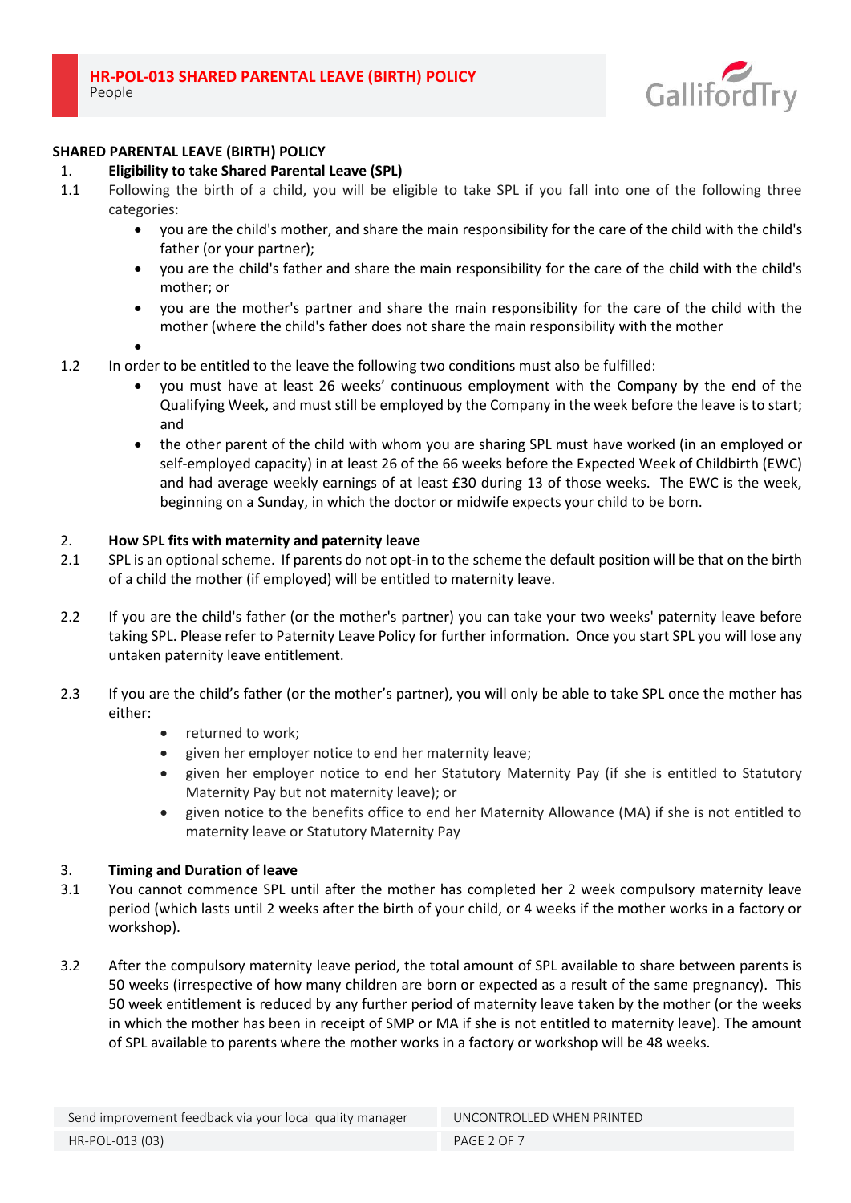## SHARED PARENTAL LEAVE (BIRTH) POLICY

### 1. Eligibility to take Shared Parental Leave (SPL)

1.1 Following the birth of a child, you will be eligible to take SPL if you fall into one of the following three categories:

- you are the child's mother, and share the main responsibility for the care of the child with the child's father (or your partner);
- you are the child's father and share the main responsibility for the care of the child with the child's mother; or
- you are the mother's partner and share the main responsibility for the care of the child with the mother (where the child's father does not share the main responsibility with the mother
- 

1.2 In order to be entitled to the leave the following two conditions must also be fulfilled:

- you must have at least 26 weeks' continuous employment with the Company by the end of the Qualifying Week, and must still be employed by the Company in the week before the leave is to start; and
- the other parent of the child with whom you are sharing SPL must have worked (in an employed or self-employed capacity) in at least 26 of the 66 weeks before the Expected Week of Childbirth (EWC) and had average weekly earnings of at least £30 during 13 of those weeks. The EWC is the week, beginning on a Sunday, in which the doctor or midwife expects your child to be born.

### 2. How SPL fits with maternity and paternity leave

2.1 SPL is an optional scheme. If parents do not opt-in to the scheme the default position will be that on the birth of a child the mother (if employed) will be entitled to maternity leave.

2.2 If you are the child's father (or the mother's partner) you can take your two weeks' paternity leave before taking SPL. Please refer to Paternity Leave Policy for further information. Once you start SPL you will lose any untaken paternity leave entitlement.

2.3 If you are the child's father (or the mother's partner), you will only be able to take SPL once the mother has either:

- returned to work;
- given her employer notice to end her maternity leave;
- given her employer notice to end her Statutory Maternity Pay (if she is entitled to Statutory Maternity Pay but not maternity leave); or
- given notice to the benefits office to end her Maternity Allowance (MA) if she is not entitled to maternity leave or Statutory Maternity Pay

### 3. Timing and Duration of leave

3.1 You cannot commence SPL until after the mother has completed her 2 week compulsory maternity leave period (which lasts until 2 weeks after the birth of your child, or 4 weeks if the mother works in a factory or workshop).

3.2 After the compulsory maternity leave period, the total amount of SPL available to share between parents is 50 weeks (irrespective of how many children are born or expected as a result of the same pregnancy). This 50 week entitlement is reduced by any further period of maternity leave taken by the mother (or the weeks in which the mother has been in receipt of SMP or MA if she is not entitled to maternity leave). The amount of SPL available to parents where the mother works in a factory or workshop will be 48 weeks.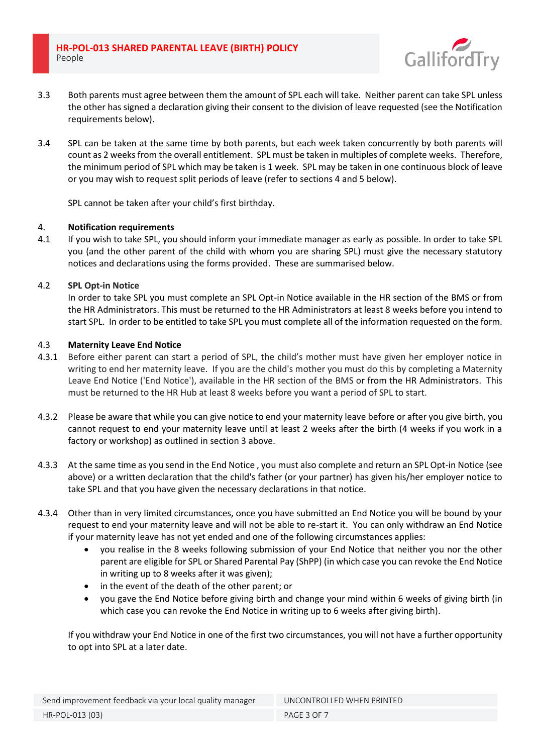3.3 Both parents must agree between them the amount of SPL each will take. Neither parent can take SPL unless the other has signed a declaration giving their consent to the division of leave requested (see the Notification requirements below).

3.4 SPL can be taken at the same time by both parents, but each week taken concurrently by both parents will count as 2 weeks from the overall entitlement. SPL must be taken in multiples of complete weeks. Therefore, the minimum period of SPL which may be taken is 1 week. SPL may be taken in one continuous block of leave or you may wish to request split periods of leave (refer to sections 4 and 5 below).

SPL cannot be taken after your child's first birthday.

## 4. Notification requirements

4.1 If you wish to take SPL, you should inform your immediate manager as early as possible. In order to take SPL you (and the other parent of the child with whom you are sharing SPL) must give the necessary statutory notices and declarations using the forms provided. These are summarised below.

### 4.2 SPL Opt-in Notice

In order to take SPL you must complete an SPL Opt-in Notice available in the HR section of the BMS or from the HR Administrators. This must be returned to the HR Administrators at least 8 weeks before you intend to start SPL. In order to be entitled to take SPL you must complete all of the information requested on the form.

### 4.3 Maternity Leave End Notice

4.3.1 Before either parent can start a period of SPL, the child's mother must have given her employer notice in writing to end her maternity leave. If you are the child's mother you must do this by completing a Maternity Leave End Notice ('End Notice'), available in the HR section of the BMS or from the HR Administrators. This must be returned to the HR Hub at least 8 weeks before you want a period of SPL to start.

4.3.2 Please be aware that while you can give notice to end your maternity leave before or after you give birth, you cannot request to end your maternity leave until at least 2 weeks after the birth (4 weeks if you work in a factory or workshop) as outlined in section 3 above.

4.3.3 At the same time as you send in the End Notice , you must also complete and return an SPL Opt-in Notice (see above) or a written declaration that the child's father (or your partner) has given his/her employer notice to take SPL and that you have given the necessary declarations in that notice.

4.3.4 Other than in very limited circumstances, once you have submitted an End Notice you will be bound by your request to end your maternity leave and will not be able to re-start it. You can only withdraw an End Notice if your maternity leave has not yet ended and one of the following circumstances applies:

- you realise in the 8 weeks following submission of your End Notice that neither you nor the other parent are eligible for SPL or Shared Parental Pay (ShPP) (in which case you can revoke the End Notice in writing up to 8 weeks after it was given);
- in the event of the death of the other parent; or
- you gave the End Notice before giving birth and change your mind within 6 weeks of giving birth (in which case you can revoke the End Notice in writing up to 6 weeks after giving birth).

If you withdraw your End Notice in one of the first two circumstances, you will not have a further opportunity to opt into SPL at a later date.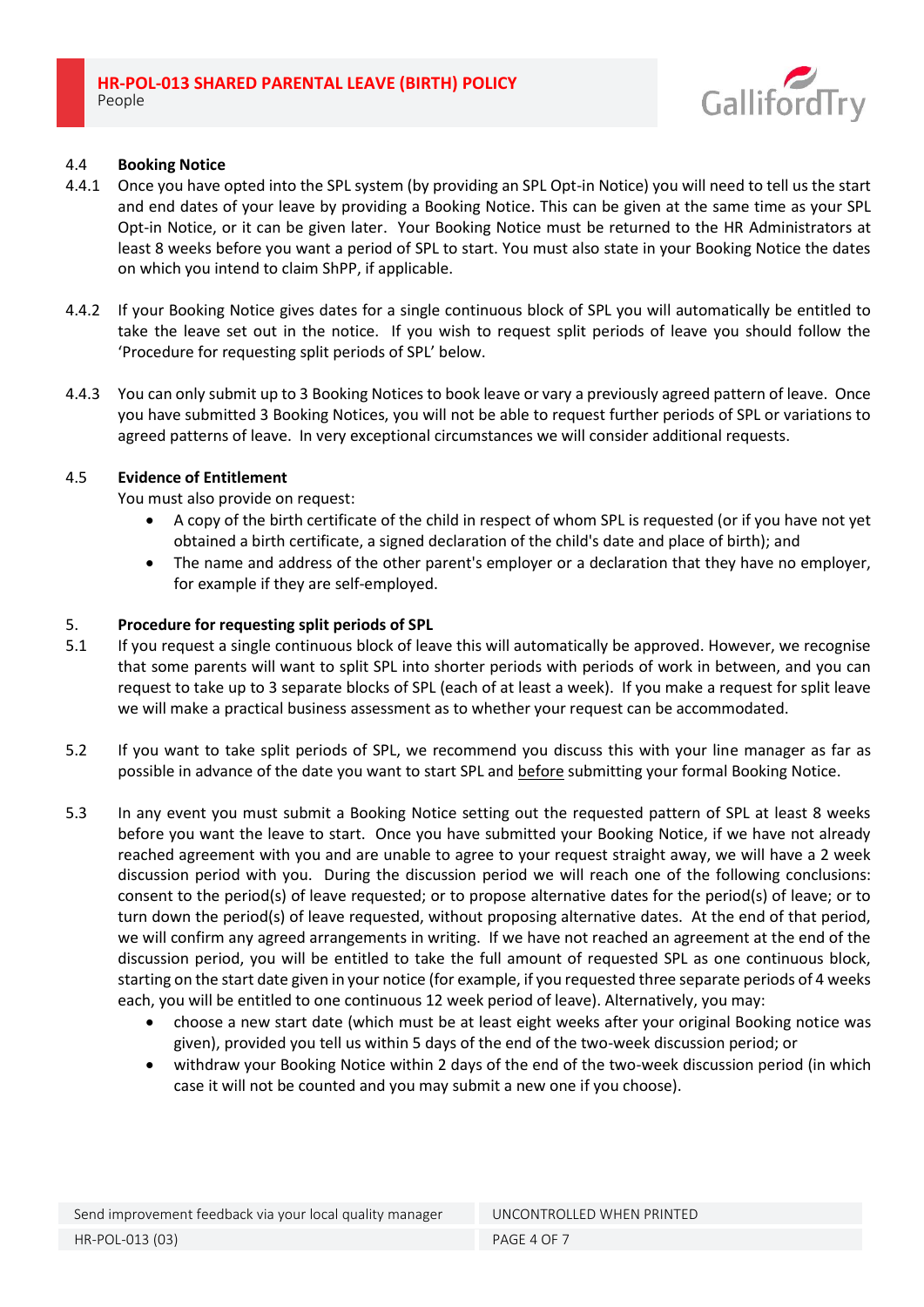### 4.4 Booking Notice

4.4.1 Once you have opted into the SPL system (by providing an SPL Opt-in Notice) you will need to tell us the start and end dates of your leave by providing a Booking Notice. This can be given at the same time as your SPL Opt-in Notice, or it can be given later. Your Booking Notice must be returned to the HR Administrators at least 8 weeks before you want a period of SPL to start. You must also state in your Booking Notice the dates on which you intend to claim ShPP, if applicable.

4.4.2 If your Booking Notice gives dates for a single continuous block of SPL you will automatically be entitled to take the leave set out in the notice. If you wish to request split periods of leave you should follow the 'Procedure for requesting split periods of SPL' below.

4.4.3 You can only submit up to 3 Booking Notices to book leave or vary a previously agreed pattern of leave. Once you have submitted 3 Booking Notices, you will not be able to request further periods of SPL or variations to agreed patterns of leave. In very exceptional circumstances we will consider additional requests.

### 4.5 Evidence of Entitlement

You must also provide on request:

- A copy of the birth certificate of the child in respect of whom SPL is requested (or if you have not yet obtained a birth certificate, a signed declaration of the child's date and place of birth); and
- The name and address of the other parent's employer or a declaration that they have no employer, for example if they are self-employed.

## 5. Procedure for requesting split periods of SPL

5.1 If you request a single continuous block of leave this will automatically be approved. However, we recognise that some parents will want to split SPL into shorter periods with periods of work in between, and you can request to take up to 3 separate blocks of SPL (each of at least a week). If you make a request for split leave we will make a practical business assessment as to whether your request can be accommodated.

5.2 If you want to take split periods of SPL, we recommend you discuss this with your line manager as far as possible in advance of the date you want to start SPL and before submitting your formal Booking Notice.

5.3 In any event you must submit a Booking Notice setting out the requested pattern of SPL at least 8 weeks before you want the leave to start. Once you have submitted your Booking Notice, if we have not already reached agreement with you and are unable to agree to your request straight away, we will have a 2 week discussion period with you. During the discussion period we will reach one of the following conclusions: consent to the period(s) of leave requested; or to propose alternative dates for the period(s) of leave; or to turn down the period(s) of leave requested, without proposing alternative dates. At the end of that period, we will confirm any agreed arrangements in writing. If we have not reached an agreement at the end of the discussion period, you will be entitled to take the full amount of requested SPL as one continuous block, starting on the start date given in your notice (for example, if you requested three separate periods of 4 weeks each, you will be entitled to one continuous 12 week period of leave). Alternatively, you may:

- choose a new start date (which must be at least eight weeks after your original Booking notice was given), provided you tell us within 5 days of the end of the two-week discussion period; or
- withdraw your Booking Notice within 2 days of the end of the two-week discussion period (in which case it will not be counted and you may submit a new one if you choose).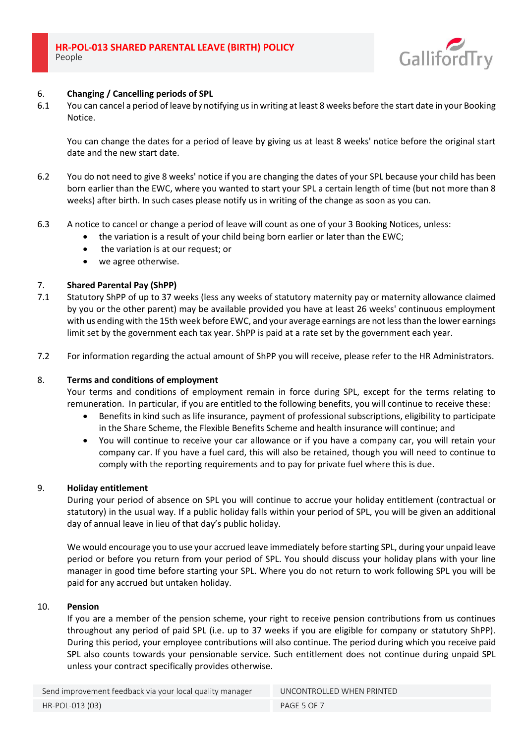## 6. Changing / Cancelling periods of SPL

6.1 You can cancel a period of leave by notifying us in writing at least 8 weeks before the start date in your Booking Notice.

You can change the dates for a period of leave by giving us at least 8 weeks' notice before the original start date and the new start date.

6.2 You do not need to give 8 weeks' notice if you are changing the dates of your SPL because your child has been born earlier than the EWC, where you wanted to start your SPL a certain length of time (but not more than 8 weeks) after birth. In such cases please notify us in writing of the change as soon as you can.

6.3 A notice to cancel or change a period of leave will count as one of your 3 Booking Notices, unless:

- the variation is a result of your child being born earlier or later than the EWC;
- the variation is at our request; or
- we agree otherwise.

## 7. Shared Parental Pay (ShPP)

7.1 Statutory ShPP of up to 37 weeks (less any weeks of statutory maternity pay or maternity allowance claimed by you or the other parent) may be available provided you have at least 26 weeks' continuous employment with us ending with the 15th week before EWC, and your average earnings are not less than the lower earnings limit set by the government each tax year. ShPP is paid at a rate set by the government each year.

7.2 For information regarding the actual amount of ShPP you will receive, please refer to the HR Administrators.

## 8. Terms and conditions of employment

Your terms and conditions of employment remain in force during SPL, except for the terms relating to remuneration. In particular, if you are entitled to the following benefits, you will continue to receive these:

- Benefits in kind such as life insurance, payment of professional subscriptions, eligibility to participate in the Share Scheme, the Flexible Benefits Scheme and health insurance will continue; and
- You will continue to receive your car allowance or if you have a company car, you will retain your company car. If you have a fuel card, this will also be retained, though you will need to continue to comply with the reporting requirements and to pay for private fuel where this is due.

## 9. Holiday entitlement

During your period of absence on SPL you will continue to accrue your holiday entitlement (contractual or statutory) in the usual way. If a public holiday falls within your period of SPL, you will be given an additional day of annual leave in lieu of that day's public holiday.

We would encourage you to use your accrued leave immediately before starting SPL, during your unpaid leave period or before you return from your period of SPL. You should discuss your holiday plans with your line manager in good time before starting your SPL. Where you do not return to work following SPL you will be paid for any accrued but untaken holiday.

## 10. Pension

If you are a member of the pension scheme, your right to receive pension contributions from us continues throughout any period of paid SPL (i.e. up to 37 weeks if you are eligible for company or statutory ShPP). During this period, your employee contributions will also continue. The period during which you receive paid SPL also counts towards your pensionable service. Such entitlement does not continue during unpaid SPL unless your contract specifically provides otherwise.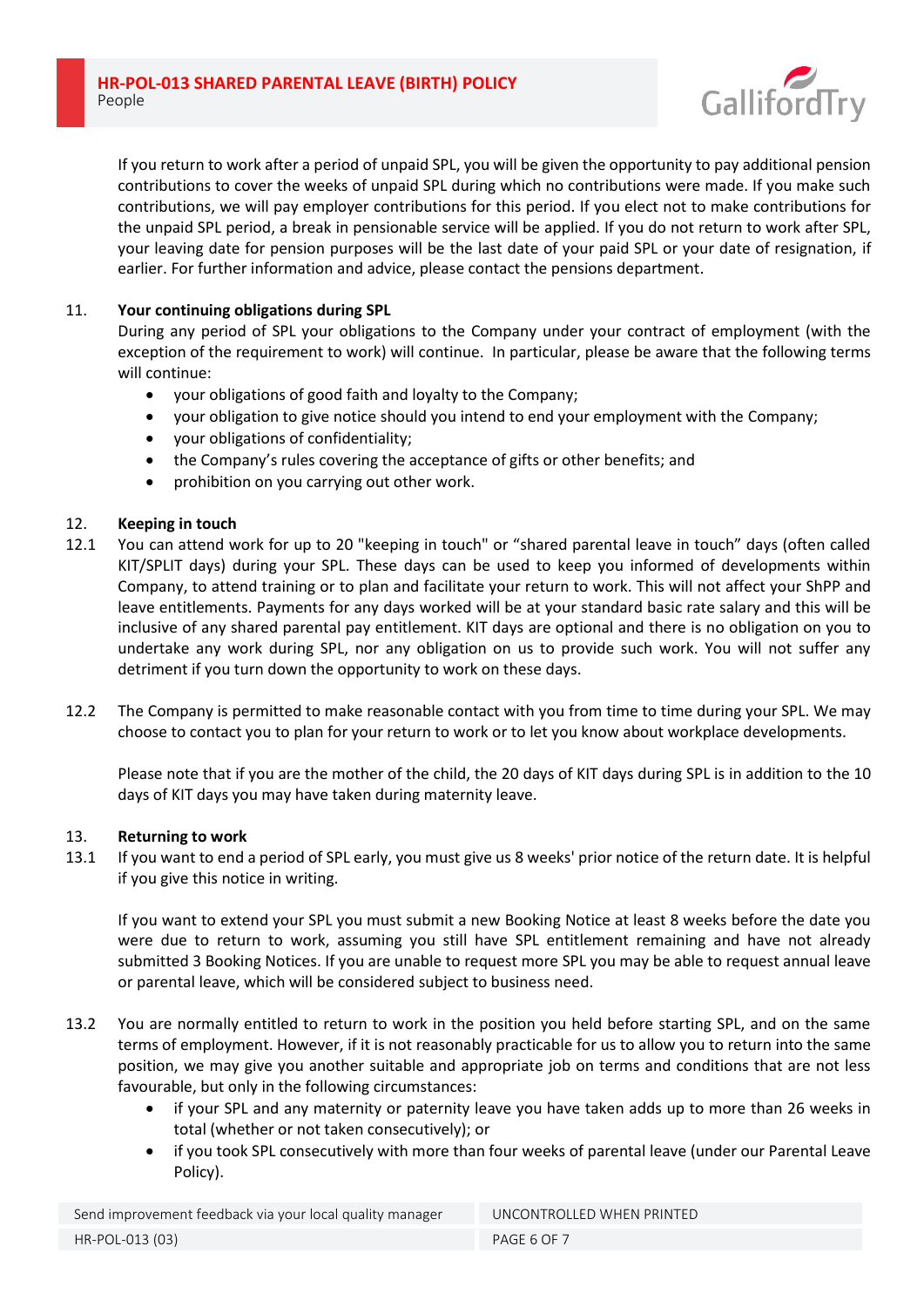If you return to work after a period of unpaid SPL, you will be given the opportunity to pay additional pension contributions to cover the weeks of unpaid SPL during which no contributions were made. If you make such contributions, we will pay employer contributions for this period. If you elect not to make contributions for the unpaid SPL period, a break in pensionable service will be applied. If you do not return to work after SPL, your leaving date for pension purposes will be the last date of your paid SPL or your date of resignation, if earlier. For further information and advice, please contact the pensions department.

## 11. Your continuing obligations during SPL

During any period of SPL your obligations to the Company under your contract of employment (with the exception of the requirement to work) will continue. In particular, please be aware that the following terms will continue:

- your obligations of good faith and loyalty to the Company;
- your obligation to give notice should you intend to end your employment with the Company;
- your obligations of confidentiality;
- the Company's rules covering the acceptance of gifts or other benefits; and
- prohibition on you carrying out other work.

## 12. Keeping in touch

12.1 You can attend work for up to 20 "keeping in touch" or "shared parental leave in touch" days (often called KIT/SPLIT days) during your SPL. These days can be used to keep you informed of developments within Company, to attend training or to plan and facilitate your return to work. This will not affect your ShPP and leave entitlements. Payments for any days worked will be at your standard basic rate salary and this will be inclusive of any shared parental pay entitlement. KIT days are optional and there is no obligation on you to undertake any work during SPL, nor any obligation on us to provide such work. You will not suffer any detriment if you turn down the opportunity to work on these days.

12.2 The Company is permitted to make reasonable contact with you from time to time during your SPL. We may choose to contact you to plan for your return to work or to let you know about workplace developments.

Please note that if you are the mother of the child, the 20 days of KIT days during SPL is in addition to the 10 days of KIT days you may have taken during maternity leave.

## 13. Returning to work

13.1 If you want to end a period of SPL early, you must give us 8 weeks' prior notice of the return date. It is helpful if you give this notice in writing.

If you want to extend your SPL you must submit a new Booking Notice at least 8 weeks before the date you were due to return to work, assuming you still have SPL entitlement remaining and have not already submitted 3 Booking Notices. If you are unable to request more SPL you may be able to request annual leave or parental leave, which will be considered subject to business need.

13.2 You are normally entitled to return to work in the position you held before starting SPL, and on the same terms of employment. However, if it is not reasonably practicable for us to allow you to return into the same position, we may give you another suitable and appropriate job on terms and conditions that are not less favourable, but only in the following circumstances:

- if your SPL and any maternity or paternity leave you have taken adds up to more than 26 weeks in total (whether or not taken consecutively); or
- if you took SPL consecutively with more than four weeks of parental leave (under our Parental Leave Policy).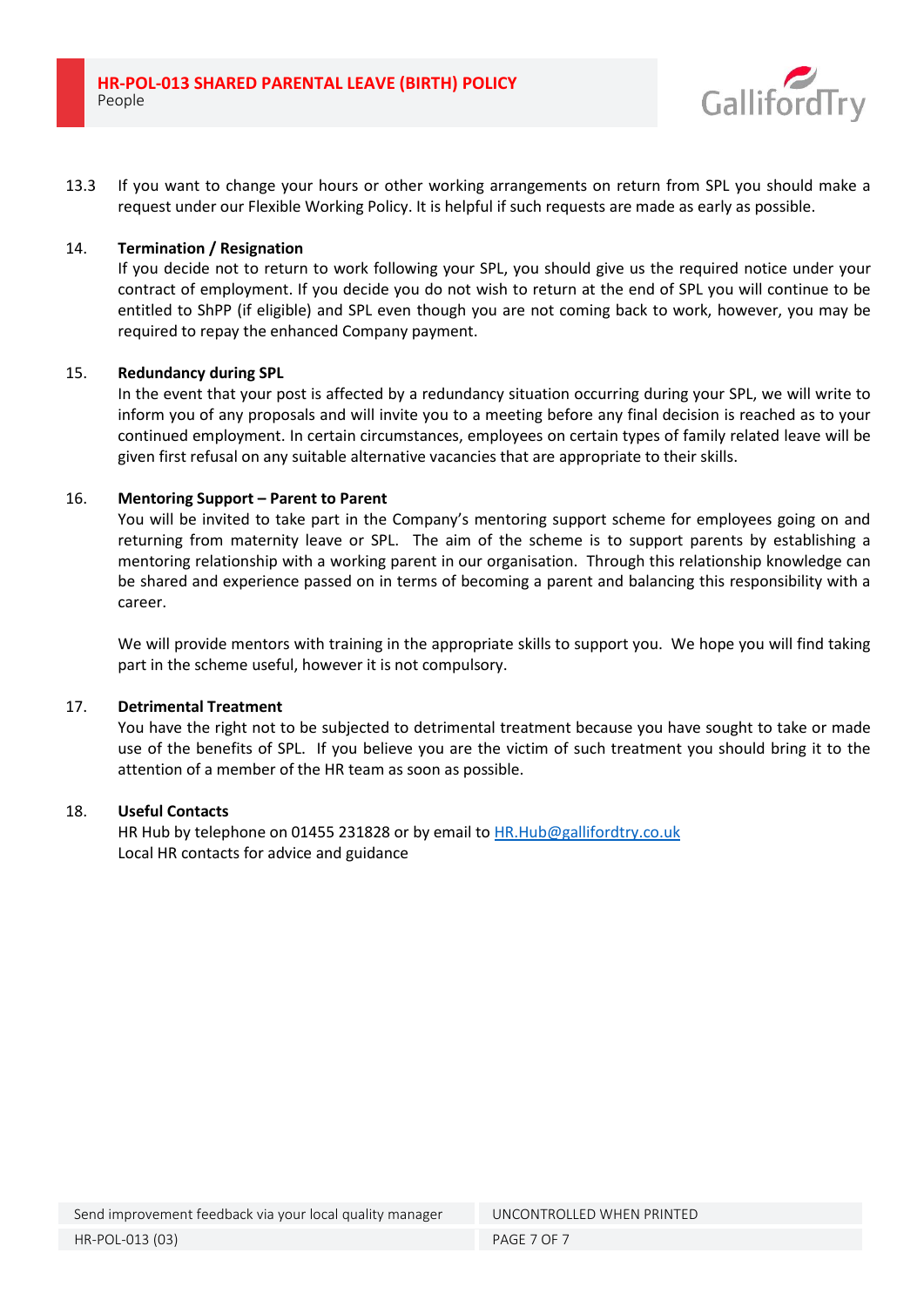13.3 If you want to change your hours or other working arrangements on return from SPL you should make a request under our Flexible Working Policy. It is helpful if such requests are made as early as possible.

## 14. Termination / Resignation

If you decide not to return to work following your SPL, you should give us the required notice under your contract of employment. If you decide you do not wish to return at the end of SPL you will continue to be entitled to ShPP (if eligible) and SPL even though you are not coming back to work, however, you may be required to repay the enhanced Company payment.

## 15. Redundancy during SPL

In the event that your post is affected by a redundancy situation occurring during your SPL, we will write to inform you of any proposals and will invite you to a meeting before any final decision is reached as to your continued employment. In certain circumstances, employees on certain types of family related leave will be given first refusal on any suitable alternative vacancies that are appropriate to their skills.

## 16. Mentoring Support – Parent to Parent

You will be invited to take part in the Company's mentoring support scheme for employees going on and returning from maternity leave or SPL. The aim of the scheme is to support parents by establishing a mentoring relationship with a working parent in our organisation. Through this relationship knowledge can be shared and experience passed on in terms of becoming a parent and balancing this responsibility with a career.

We will provide mentors with training in the appropriate skills to support you. We hope you will find taking part in the scheme useful, however it is not compulsory.

## 17. Detrimental Treatment

You have the right not to be subjected to detrimental treatment because you have sought to take or made use of the benefits of SPL. If you believe you are the victim of such treatment you should bring it to the attention of a member of the HR team as soon as possible.

## 18. Useful Contacts

HR Hub by telephone on 01455 231828 or by email to HR.Hub@gallifordtry.co.uk
Local HR contacts for advice and guidance